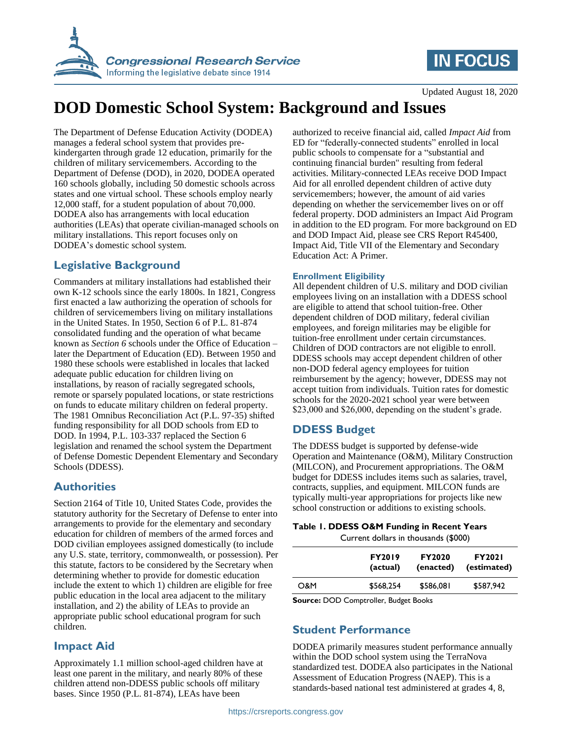Updated August 18, 2020

# DOD Domestic School System: Background and Issues

The Department of Defense Education Activity (DODEA) manages a federal school system that provides pre-kindergarten through grade 12 education, primarily for the children of military servicemembers. According to the Department of Defense (DOD), in 2020, DODEA operated 160 schools globally, including 50 domestic schools across states and one virtual school. These schools employ nearly 12,000 staff, for a student population of about 70,000. DODEA also has arrangements with local education authorities (LEAs) that operate civilian-managed schools on military installations. This report focuses only on DODEA's domestic school system.

## Legislative Background

Commanders at military installations had established their own K-12 schools since the early 1800s. In 1821, Congress first enacted a law authorizing the operation of schools for children of servicemembers living on military installations in the United States. In 1950, Section 6 of P.L. 81-874 consolidated funding and the operation of what became known as *Section 6* schools under the Office of Education – later the Department of Education (ED). Between 1950 and 1980 these schools were established in locales that lacked adequate public education for children living on installations, by reason of racially segregated schools, remote or sparsely populated locations, or state restrictions on funds to educate military children on federal property. The 1981 Omnibus Reconciliation Act (P.L. 97-35) shifted funding responsibility for all DOD schools from ED to DOD. In 1994, P.L. 103-337 replaced the Section 6 legislation and renamed the school system the Department of Defense Domestic Dependent Elementary and Secondary Schools (DDESS).

## Authorities

Section 2164 of Title 10, United States Code, provides the statutory authority for the Secretary of Defense to enter into arrangements to provide for the elementary and secondary education for children of members of the armed forces and DOD civilian employees assigned domestically (to include any U.S. state, territory, commonwealth, or possession). Per this statute, factors to be considered by the Secretary when determining whether to provide for domestic education include the extent to which 1) children are eligible for free public education in the local area adjacent to the military installation, and 2) the ability of LEAs to provide an appropriate public school educational program for such children.

## Impact Aid

Approximately 1.1 million school-aged children have at least one parent in the military, and nearly 80% of these children attend non-DDESS public schools off military bases. Since 1950 (P.L. 81-874), LEAs have been authorized to receive financial aid, called *Impact Aid* from ED for "federally-connected students" enrolled in local public schools to compensate for a "substantial and continuing financial burden" resulting from federal activities. Military-connected LEAs receive DOD Impact Aid for all enrolled dependent children of active duty servicemembers; however, the amount of aid varies depending on whether the servicemember lives on or off federal property. DOD administers an Impact Aid Program in addition to the ED program. For more background on ED and DOD Impact Aid, please see CRS Report R45400, Impact Aid, Title VII of the Elementary and Secondary Education Act: A Primer.

### Enrollment Eligibility

All dependent children of U.S. military and DOD civilian employees living on an installation with a DDESS school are eligible to attend that school tuition-free. Other dependent children of DOD military, federal civilian employees, and foreign militaries may be eligible for tuition-free enrollment under certain circumstances. Children of DOD contractors are not eligible to enroll. DDESS schools may accept dependent children of other non-DOD federal agency employees for tuition reimbursement by the agency; however, DDESS may not accept tuition from individuals. Tuition rates for domestic schools for the 2020-2021 school year were between $23,000 and $26,000, depending on the student's grade.

## DDESS Budget

The DDESS budget is supported by defense-wide Operation and Maintenance (O&M), Military Construction (MILCON), and Procurement appropriations. The O&M budget for DDESS includes items such as salaries, travel, contracts, supplies, and equipment. MILCON funds are typically multi-year appropriations for projects like new school construction or additions to existing schools.

**Table 1. DDESS O&M Funding in Recent Years**

Current dollars in thousands ($000)

| | FY2019 (actual) | FY2020 (enacted) | FY2021 (estimated) |
|---|---|---|---|
| O&M | $568,254 | $586,081 | $587,942 |

**Source:** DOD Comptroller, Budget Books

## Student Performance

DODEA primarily measures student performance annually within the DOD school system using the TerraNova standardized test. DODEA also participates in the National Assessment of Education Progress (NAEP). This is a standards-based national test administered at grades 4, 8,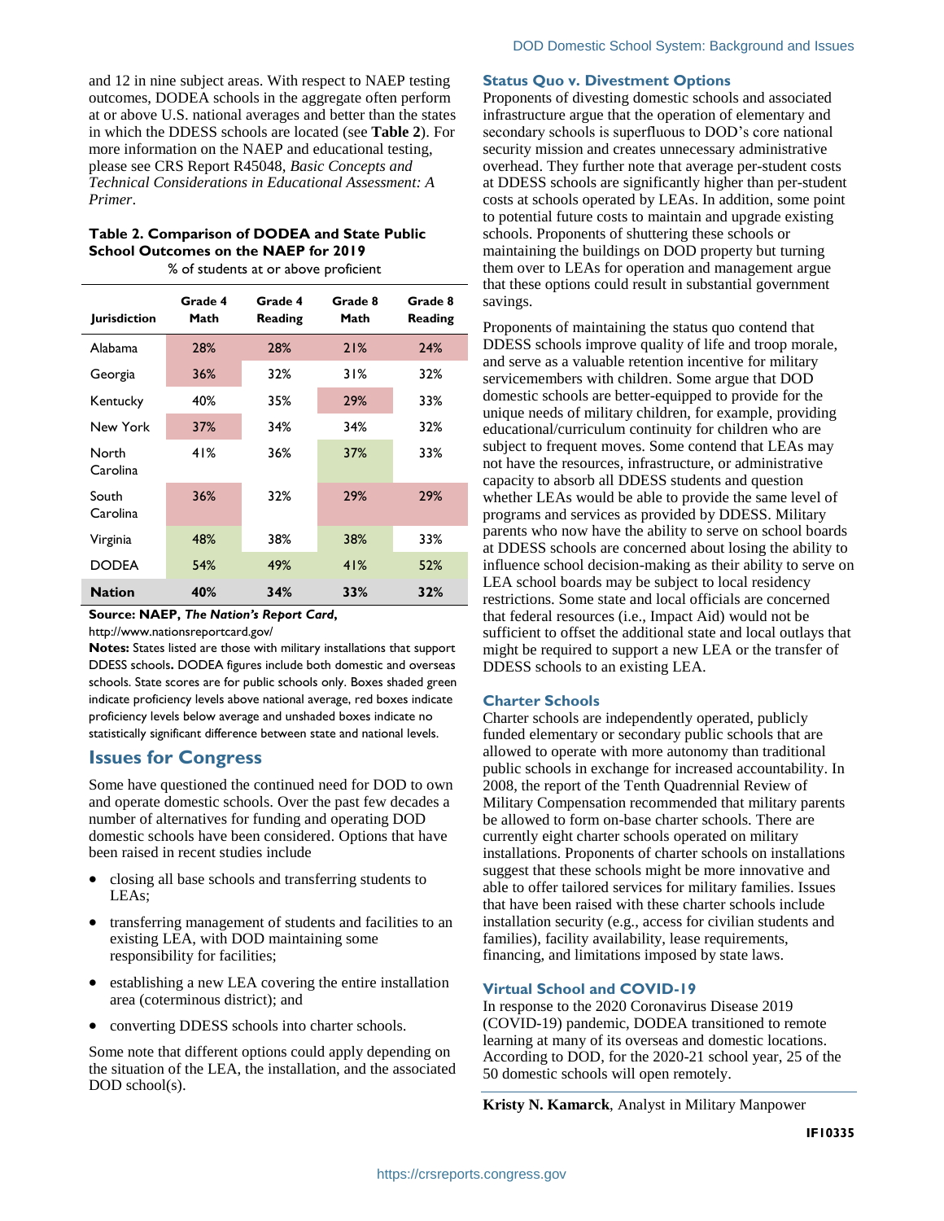and 12 in nine subject areas. With respect to NAEP testing outcomes, DODEA schools in the aggregate often perform at or above U.S. national averages and better than the states in which the DDESS schools are located (see **Table 2**). For more information on the NAEP and educational testing, please see CRS Report R45048, *Basic Concepts and Technical Considerations in Educational Assessment: A Primer*.

**Table 2. Comparison of DODEA and State Public School Outcomes on the NAEP for 2019**

% of students at or above proficient

| Jurisdiction | Grade 4 Math | Grade 4 Reading | Grade 8 Math | Grade 8 Reading |
|---|---|---|---|---|
| Alabama | 28% | 28% | 21% | 24% |
| Georgia | 36% | 32% | 31% | 32% |
| Kentucky | 40% | 35% | 29% | 33% |
| New York | 37% | 34% | 34% | 32% |
| North Carolina | 41% | 36% | 37% | 33% |
| South Carolina | 36% | 32% | 29% | 29% |
| Virginia | 48% | 38% | 38% | 33% |
| DODEA | 54% | 49% | 41% | 52% |
| **Nation** | **40%** | **34%** | **33%** | **32%** |

**Source: NAEP, *The Nation's Report Card*,** http://www.nationsreportcard.gov/

**Notes:** States listed are those with military installations that support DDESS schools**.** DODEA figures include both domestic and overseas schools. State scores are for public schools only. Boxes shaded green indicate proficiency levels above national average, red boxes indicate proficiency levels below average and unshaded boxes indicate no statistically significant difference between state and national levels.

## Issues for Congress

Some have questioned the continued need for DOD to own and operate domestic schools. Over the past few decades a number of alternatives for funding and operating DOD domestic schools have been considered. Options that have been raised in recent studies include

- closing all base schools and transferring students to LEAs;
- transferring management of students and facilities to an existing LEA, with DOD maintaining some responsibility for facilities;
- establishing a new LEA covering the entire installation area (coterminous district); and
- converting DDESS schools into charter schools.

Some note that different options could apply depending on the situation of the LEA, the installation, and the associated DOD school(s).

### Status Quo v. Divestment Options

Proponents of divesting domestic schools and associated infrastructure argue that the operation of elementary and secondary schools is superfluous to DOD's core national security mission and creates unnecessary administrative overhead. They further note that average per-student costs at DDESS schools are significantly higher than per-student costs at schools operated by LEAs. In addition, some point to potential future costs to maintain and upgrade existing schools. Proponents of shuttering these schools or maintaining the buildings on DOD property but turning them over to LEAs for operation and management argue that these options could result in substantial government savings.

Proponents of maintaining the status quo contend that DDESS schools improve quality of life and troop morale, and serve as a valuable retention incentive for military servicemembers with children. Some argue that DOD domestic schools are better-equipped to provide for the unique needs of military children, for example, providing educational/curriculum continuity for children who are subject to frequent moves. Some contend that LEAs may not have the resources, infrastructure, or administrative capacity to absorb all DDESS students and question whether LEAs would be able to provide the same level of programs and services as provided by DDESS. Military parents who now have the ability to serve on school boards at DDESS schools are concerned about losing the ability to influence school decision-making as their ability to serve on LEA school boards may be subject to local residency restrictions. Some state and local officials are concerned that federal resources (i.e., Impact Aid) would not be sufficient to offset the additional state and local outlays that might be required to support a new LEA or the transfer of DDESS schools to an existing LEA.

### Charter Schools

Charter schools are independently operated, publicly funded elementary or secondary public schools that are allowed to operate with more autonomy than traditional public schools in exchange for increased accountability. In 2008, the report of the Tenth Quadrennial Review of Military Compensation recommended that military parents be allowed to form on-base charter schools. There are currently eight charter schools operated on military installations. Proponents of charter schools on installations suggest that these schools might be more innovative and able to offer tailored services for military families. Issues that have been raised with these charter schools include installation security (e.g., access for civilian students and families), facility availability, lease requirements, financing, and limitations imposed by state laws.

### Virtual School and COVID-19

In response to the 2020 Coronavirus Disease 2019 (COVID-19) pandemic, DODEA transitioned to remote learning at many of its overseas and domestic locations. According to DOD, for the 2020-21 school year, 25 of the 50 domestic schools will open remotely.

**Kristy N. Kamarck**, Analyst in Military Manpower

**IF10335**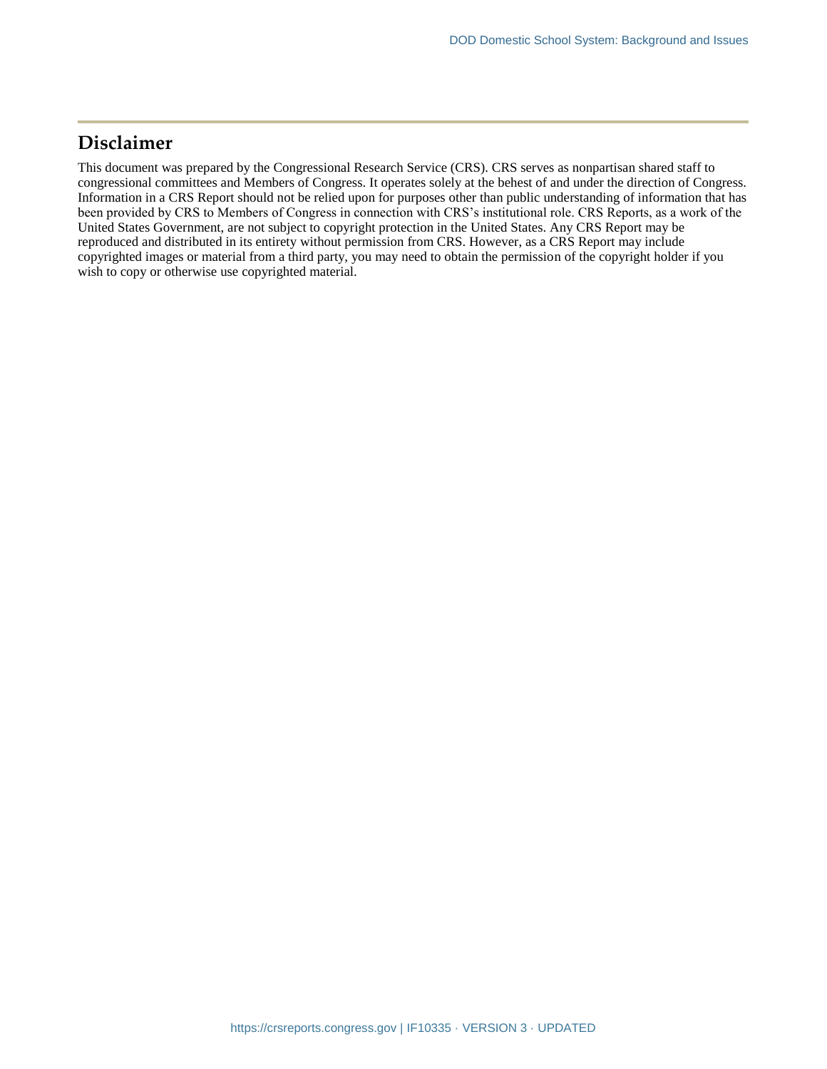## Disclaimer

This document was prepared by the Congressional Research Service (CRS). CRS serves as nonpartisan shared staff to congressional committees and Members of Congress. It operates solely at the behest of and under the direction of Congress. Information in a CRS Report should not be relied upon for purposes other than public understanding of information that has been provided by CRS to Members of Congress in connection with CRS's institutional role. CRS Reports, as a work of the United States Government, are not subject to copyright protection in the United States. Any CRS Report may be reproduced and distributed in its entirety without permission from CRS. However, as a CRS Report may include copyrighted images or material from a third party, you may need to obtain the permission of the copyright holder if you wish to copy or otherwise use copyrighted material.